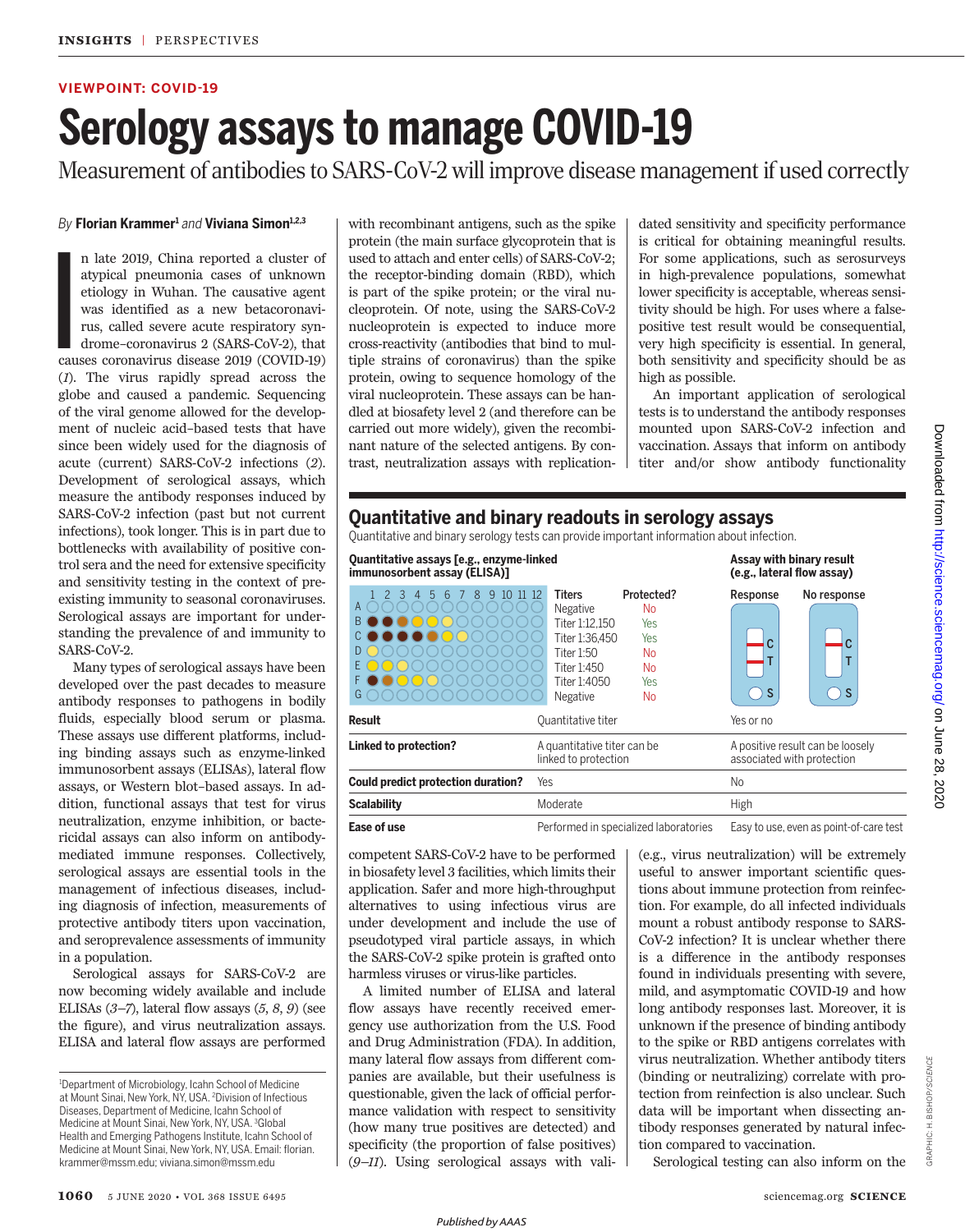VIEWPOINT: COVID-19

# Serology assays to manage COVID-19

## Measurement of antibodies to SARS-CoV-2 will improve disease management if used correctly

*By* **Florian Krammer**[1] *and* **Viviana Simon**[1,2,3]

In late 2019, China reported a cluster of atypical pneumonia cases of unknown etiology in Wuhan. The causative agent was identified as a new betacoronavirus, called severe acute respiratory syndrome–coronavirus 2 (SARS-CoV-2), that causes coronavirus disease 2019 (COVID-19) (*1*). The virus rapidly spread across the globe and caused a pandemic. Sequencing of the viral genome allowed for the development of nucleic acid–based tests that have since been widely used for the diagnosis of acute (current) SARS-CoV-2 infections (*2*). Development of serological assays, which measure the antibody responses induced by SARS-CoV-2 infection (past but not current infections), took longer. This is in part due to bottlenecks with availability of positive control sera and the need for extensive specificity and sensitivity testing in the context of preexisting immunity to seasonal coronaviruses. Serological assays are important for understanding the prevalence of and immunity to SARS-CoV-2.

Many types of serological assays have been developed over the past decades to measure antibody responses to pathogens in bodily fluids, especially blood serum or plasma. These assays use different platforms, including binding assays such as enzyme-linked immunosorbent assays (ELISAs), lateral flow assays, or Western blot–based assays. In addition, functional assays that test for virus neutralization, enzyme inhibition, or bactericidal assays can also inform on antibody-mediated immune responses. Collectively, serological assays are essential tools in the management of infectious diseases, including diagnosis of infection, measurements of protective antibody titers upon vaccination, and seroprevalence assessments of immunity in a population.

Serological assays for SARS-CoV-2 are now becoming widely available and include ELISAs (*3*–*7*), lateral flow assays (*5*, *8*, *9*) (see the figure), and virus neutralization assays. ELISA and lateral flow assays are performed with recombinant antigens, such as the spike protein (the main surface glycoprotein that is used to attach and enter cells) of SARS-CoV-2; the receptor-binding domain (RBD), which is part of the spike protein; or the viral nucleoprotein. Of note, using the SARS-CoV-2 nucleoprotein is expected to induce more cross-reactivity (antibodies that bind to multiple strains of coronavirus) than the spike protein, owing to sequence homology of the viral nucleoprotein. These assays can be handled at biosafety level 2 (and therefore can be carried out more widely), given the recombinant nature of the selected antigens. By contrast, neutralization assays with replication-competent SARS-CoV-2 have to be performed in biosafety level 3 facilities, which limits their application. Safer and more high-throughput alternatives to using infectious virus are under development and include the use of pseudotyped viral particle assays, in which the SARS-CoV-2 spike protein is grafted onto harmless viruses or virus-like particles.

A limited number of ELISA and lateral flow assays have recently received emergency use authorization from the U.S. Food and Drug Administration (FDA). In addition, many lateral flow assays from different companies are available, but their usefulness is questionable, given the lack of official performance validation with respect to sensitivity (how many true positives are detected) and specificity (the proportion of false positives) (*9*–*11*). Using serological assays with validated sensitivity and specificity performance is critical for obtaining meaningful results. For some applications, such as serosurveys in high-prevalence populations, somewhat lower specificity is acceptable, whereas sensitivity should be high. For uses where a false-positive test result would be consequential, very high specificity is essential. In general, both sensitivity and specificity should be as high as possible.

An important application of serological tests is to understand the antibody responses mounted upon SARS-CoV-2 infection and vaccination. Assays that inform on antibody titer and/or show antibody functionality (e.g., virus neutralization) will be extremely useful to answer important scientific questions about immune protection from reinfection. For example, do all infected individuals mount a robust antibody response to SARS-CoV-2 infection? It is unclear whether there is a difference in the antibody responses found in individuals presenting with severe, mild, and asymptomatic COVID-19 and how long antibody responses last. Moreover, it is unknown if the presence of binding antibody to the spike or RBD antigens correlates with virus neutralization. Whether antibody titers (binding or neutralizing) correlate with protection from reinfection is also unclear. Such data will be important when dissecting antibody responses generated by natural infection compared to vaccination.

Serological testing can also inform on the

### Quantitative and binary readouts in serology assays

Quantitative and binary serology tests can provide important information about infection.

**Quantitative assays [e.g., enzyme-linked immunosorbent assay (ELISA)]**

| Row | Titers | Protected? |
|---|---|---|
| A | Negative | No |
| B | Titer 1:12,150 | Yes |
| C | Titer 1:36,450 | Yes |
| D | Titer 1:50 | No |
| E | Titer 1:450 | No |
| F | Titer 1:4050 | Yes |
| G | Negative | No |

**Assay with binary result (e.g., lateral flow assay)**: Response / No response

| | Quantitative assays [e.g., ELISA] | Assay with binary result (e.g., lateral flow assay) |
|---|---|---|
| **Result** | Quantitative titer | Yes or no |
| **Linked to protection?** | A quantitative titer can be linked to protection | A positive result can be loosely associated with protection |
| **Could predict protection duration?** | Yes | No |
| **Scalability** | Moderate | High |
| **Ease of use** | Performed in specialized laboratories | Easy to use, even as point-of-care test |

GRAPHIC: H. BISHOP/SCIENCE

[1]Department of Microbiology, Icahn School of Medicine at Mount Sinai, New York, NY, USA. [2]Division of Infectious Diseases, Department of Medicine, Icahn School of Medicine at Mount Sinai, New York, NY, USA. [3]Global Health and Emerging Pathogens Institute, Icahn School of Medicine at Mount Sinai, New York, NY, USA. Email: florian.krammer@mssm.edu; viviana.simon@mssm.edu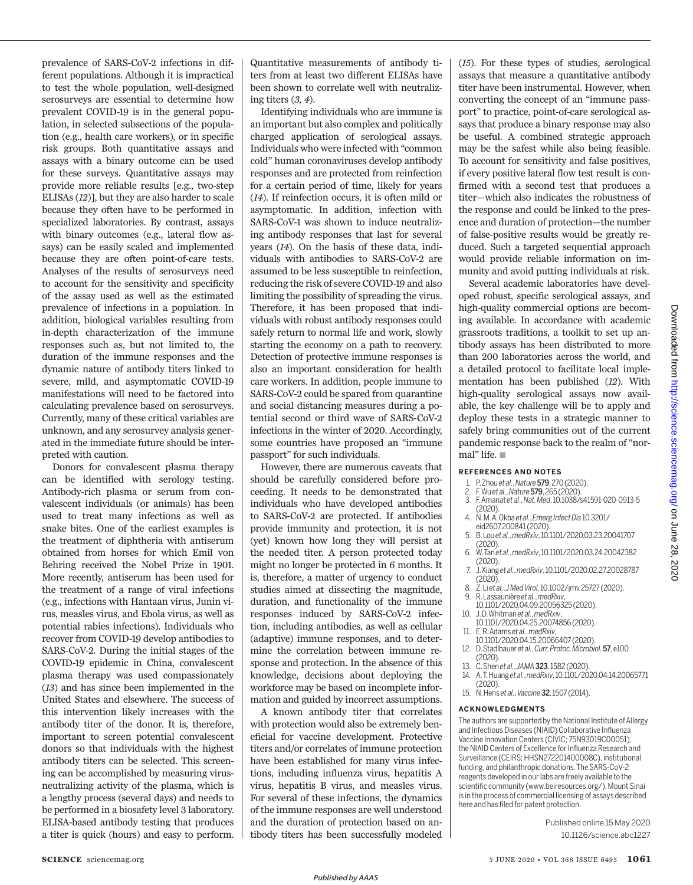prevalence of SARS-CoV-2 infections in different populations. Although it is impractical to test the whole population, well-designed serosurveys are essential to determine how prevalent COVID-19 is in the general population, in selected subsections of the population (e.g., health care workers), or in specific risk groups. Both quantitative assays and assays with a binary outcome can be used for these surveys. Quantitative assays may provide more reliable results [e.g., two-step ELISAs (*12*)], but they are also harder to scale because they often have to be performed in specialized laboratories. By contrast, assays with binary outcomes (e.g., lateral flow assays) can be easily scaled and implemented because they are often point-of-care tests. Analyses of the results of serosurveys need to account for the sensitivity and specificity of the assay used as well as the estimated prevalence of infections in a population. In addition, biological variables resulting from in-depth characterization of the immune responses such as, but not limited to, the duration of the immune responses and the dynamic nature of antibody titers linked to severe, mild, and asymptomatic COVID-19 manifestations will need to be factored into calculating prevalence based on serosurveys. Currently, many of these critical variables are unknown, and any serosurvey analysis generated in the immediate future should be interpreted with caution.

Donors for convalescent plasma therapy can be identified with serology testing. Antibody-rich plasma or serum from convalescent individuals (or animals) has been used to treat many infections as well as snake bites. One of the earliest examples is the treatment of diphtheria with antiserum obtained from horses for which Emil von Behring received the Nobel Prize in 1901. More recently, antiserum has been used for the treatment of a range of viral infections (e.g., infections with Hantaan virus, Junin virus, measles virus, and Ebola virus, as well as potential rabies infections). Individuals who recover from COVID-19 develop antibodies to SARS-CoV-2. During the initial stages of the COVID-19 epidemic in China, convalescent plasma therapy was used compassionately (*13*) and has since been implemented in the United States and elsewhere. The success of this intervention likely increases with the antibody titer of the donor. It is, therefore, important to screen potential convalescent donors so that individuals with the highest antibody titers can be selected. This screening can be accomplished by measuring virus-neutralizing activity of the plasma, which is a lengthy process (several days) and needs to be performed in a biosafety level 3 laboratory. ELISA-based antibody testing that produces a titer is quick (hours) and easy to perform. Quantitative measurements of antibody titers from at least two different ELISAs have been shown to correlate well with neutralizing titers (*3, 4*).

Identifying individuals who are immune is an important but also complex and politically charged application of serological assays. Individuals who were infected with "common cold" human coronaviruses develop antibody responses and are protected from reinfection for a certain period of time, likely for years (*14*). If reinfection occurs, it is often mild or asymptomatic. In addition, infection with SARS-CoV-1 was shown to induce neutralizing antibody responses that last for several years (*14*). On the basis of these data, individuals with antibodies to SARS-CoV-2 are assumed to be less susceptible to reinfection, reducing the risk of severe COVID-19 and also limiting the possibility of spreading the virus. Therefore, it has been proposed that individuals with robust antibody responses could safely return to normal life and work, slowly starting the economy on a path to recovery. Detection of protective immune responses is also an important consideration for health care workers. In addition, people immune to SARS-CoV-2 could be spared from quarantine and social distancing measures during a potential second or third wave of SARS-CoV-2 infections in the winter of 2020. Accordingly, some countries have proposed an "immune passport" for such individuals.

However, there are numerous caveats that should be carefully considered before proceeding. It needs to be demonstrated that individuals who have developed antibodies to SARS-CoV-2 are protected. If antibodies provide immunity and protection, it is not (yet) known how long they will persist at the needed titer. A person protected today might no longer be protected in 6 months. It is, therefore, a matter of urgency to conduct studies aimed at dissecting the magnitude, duration, and functionality of the immune responses induced by SARS-CoV-2 infection, including antibodies, as well as cellular (adaptive) immune responses, and to determine the correlation between immune response and protection. In the absence of this knowledge, decisions about deploying the workforce may be based on incomplete information and guided by incorrect assumptions.

A known antibody titer that correlates with protection would also be extremely beneficial for vaccine development. Protective titers and/or correlates of immune protection have been established for many virus infections, including influenza virus, hepatitis A virus, hepatitis B virus, and measles virus. For several of these infections, the dynamics of the immune responses are well understood and the duration of protection based on antibody titers has been successfully modeled (*15*). For these types of studies, serological assays that measure a quantitative antibody titer have been instrumental. However, when converting the concept of an "immune passport" to practice, point-of-care serological assays that produce a binary response may also be useful. A combined strategic approach may be the safest while also being feasible. To account for sensitivity and false positives, if every positive lateral flow test result is confirmed with a second test that produces a titer—which also indicates the robustness of the response and could be linked to the presence and duration of protection—the number of false-positive results would be greatly reduced. Such a targeted sequential approach would provide reliable information on immunity and avoid putting individuals at risk.

Several academic laboratories have developed robust, specific serological assays, and high-quality commercial options are becoming available. In accordance with academic grassroots traditions, a toolkit to set up antibody assays has been distributed to more than 200 laboratories across the world, and a detailed protocol to facilitate local implementation has been published (*12*). With high-quality serological assays now available, the key challenge will be to apply and deploy these tests in a strategic manner to safely bring communities out of the current pandemic response back to the realm of "normal" life. ■

## REFERENCES AND NOTES

1. P. Zhou *et al.*, *Nature* **579**, 270 (2020).
2. F. Wu *et al.*, *Nature* **579**, 265 (2020).
3. F. Amanat *et al.*, *Nat. Med.* 10.1038/s41591-020-0913-5 (2020).
4. N. M. A. Okba *et al.*, *Emerg Infect Dis* 10.3201/eid2607.200841 (2020).
5. B. Lou *et al.*, *medRxiv*, 10.1101/2020.03.23.20041707 (2020).
6. W. Tan *et al.*, *medRxiv*, 10.1101/2020.03.24.20042382 (2020).
7. J. Xiang *et al.*, *medRxiv*, 10.1101/2020.02.27.20028787 (2020).
8. Z. Li *et al.*, *J Med Virol*, 10.1002/jmv.25727 (2020).
9. R. Lassaunière *et al.*, *medRxiv*, 10.1101/2020.04.09.20056325 (2020).
10. J. D. Whitman *et al.*, *medRxiv*, 10.1101/2020.04.25.20074856 (2020).
11. E. R. Adams *et al.*, *medRxiv*, 10.1101/2020.04.15.20066407 (2020).
12. D. Stadlbauer *et al.*, *Curr. Protoc. Microbiol.* **57**, e100 (2020).
13. C. Shen *et al.*, *JAMA* **323**, 1582 (2020).
14. A. T. Huang *et al.*, *medRxiv*, 10.1101/2020.04.14.20065771 (2020).
15. N. Hens *et al.*, *Vaccine* **32**, 1507 (2014).

## ACKNOWLEDGMENTS

The authors are supported by the National Institute of Allergy and Infectious Diseases (NIAID) Collaborative Influenza Vaccine Innovation Centers (CIVIC; 75N93019C00051), the NIAID Centers of Excellence for Influenza Research and Surveillance (CEIRS; HHSN272201400008C), institutional funding, and philanthropic donations. The SARS-CoV-2 reagents developed in our labs are freely available to the scientific community (www.beiresources.org/). Mount Sinai is in the process of commercial licensing of assays described here and has filed for patent protection.

Published online 15 May 2020
10.1126/science.abc1227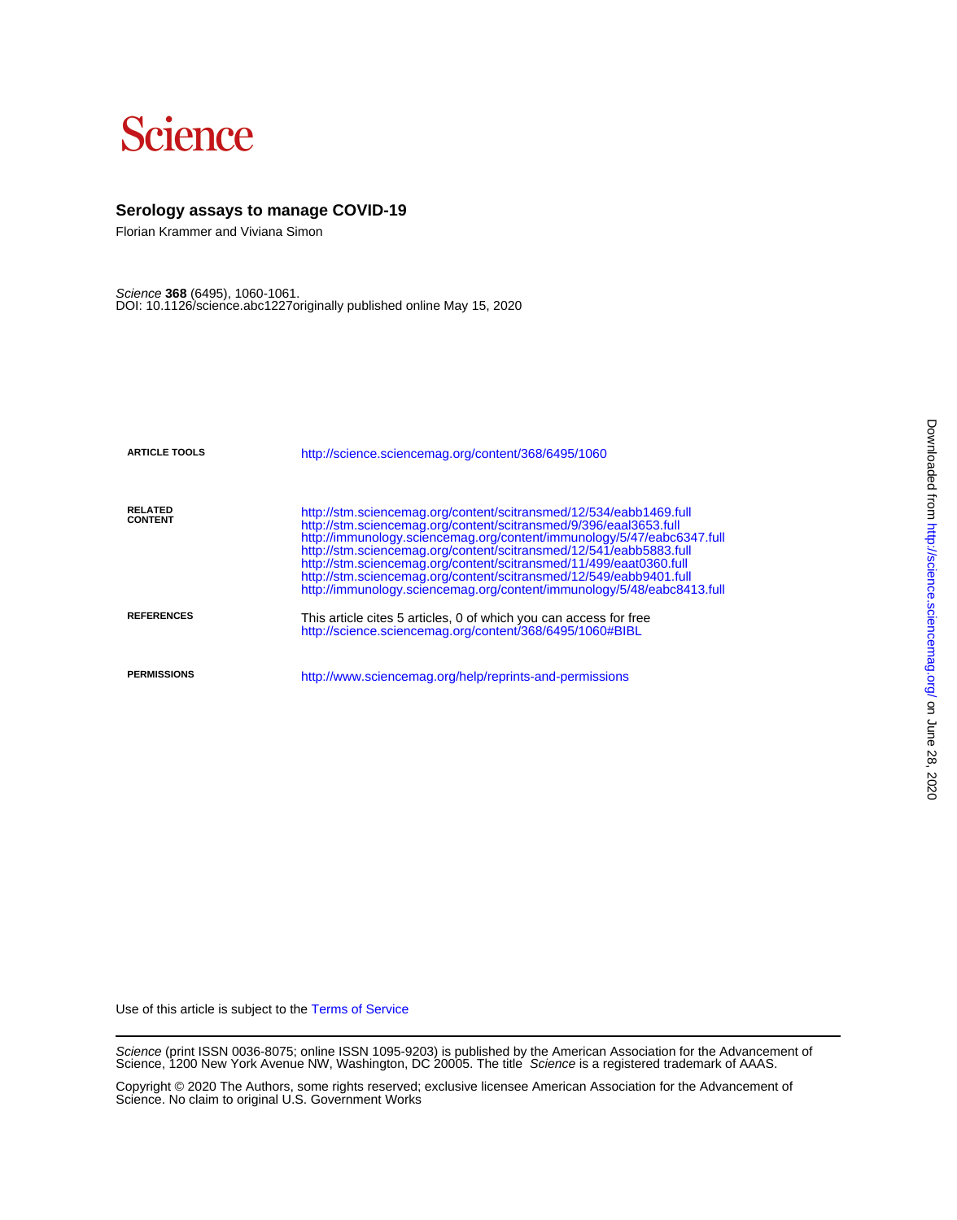# Science

## Serology assays to manage COVID-19

Florian Krammer and Viviana Simon

*Science* **368** (6495), 1060-1061.
DOI: 10.1126/science.abc1227originally published online May 15, 2020

| | |
|---|---|
| **ARTICLE TOOLS** | http://science.sciencemag.org/content/368/6495/1060 |
| **RELATED CONTENT** | http://stm.sciencemag.org/content/scitransmed/12/534/eabb1469.full<br>http://stm.sciencemag.org/content/scitransmed/9/396/eaal3653.full<br>http://immunology.sciencemag.org/content/immunology/5/47/eabc6347.full<br>http://stm.sciencemag.org/content/scitransmed/12/541/eabb5883.full<br>http://stm.sciencemag.org/content/scitransmed/11/499/eaat0360.full<br>http://stm.sciencemag.org/content/scitransmed/12/549/eabb9401.full<br>http://immunology.sciencemag.org/content/immunology/5/48/eabc8413.full |
| **REFERENCES** | This article cites 5 articles, 0 of which you can access for free<br>http://science.sciencemag.org/content/368/6495/1060#BIBL |
| **PERMISSIONS** | http://www.sciencemag.org/help/reprints-and-permissions |

Use of this article is subject to the Terms of Service

*Science* (print ISSN 0036-8075; online ISSN 1095-9203) is published by the American Association for the Advancement of Science, 1200 New York Avenue NW, Washington, DC 20005. The title *Science* is a registered trademark of AAAS.

Copyright © 2020 The Authors, some rights reserved; exclusive licensee American Association for the Advancement of Science. No claim to original U.S. Government Works

Downloaded from http://science.sciencemag.org/ on June 28, 2020